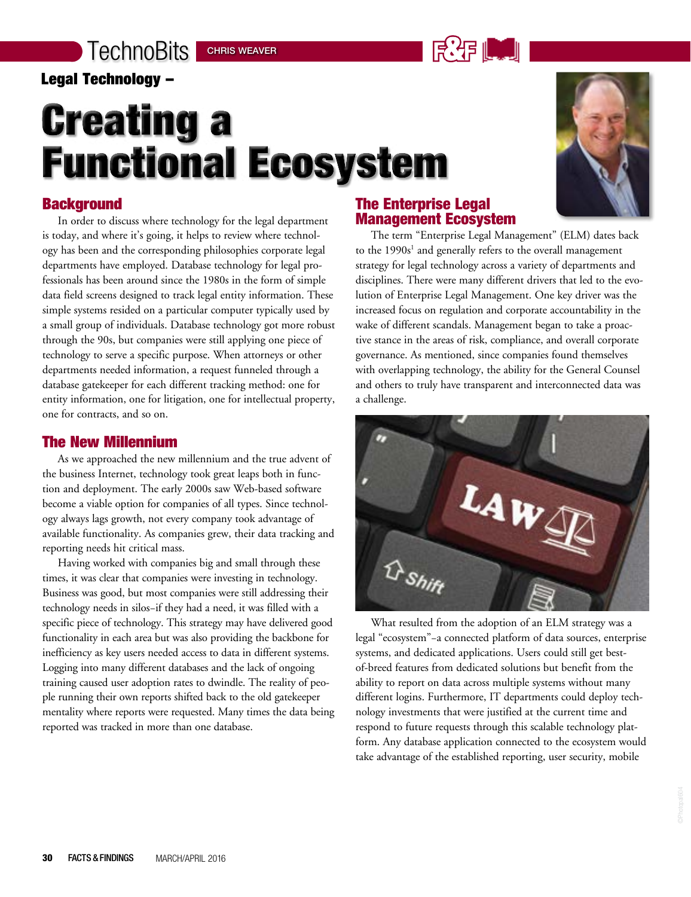Legal Technology –

# Creating a Functional Ecosystem

CHRIS WEAVER

## Background

In order to discuss where technology for the legal department is today, and where it's going, it helps to review where technology has been and the corresponding philosophies corporate legal departments have employed. Database technology for legal professionals has been around since the 1980s in the form of simple data field screens designed to track legal entity information. These simple systems resided on a particular computer typically used by a small group of individuals. Database technology got more robust through the 90s, but companies were still applying one piece of technology to serve a specific purpose. When attorneys or other departments needed information, a request funneled through a database gatekeeper for each different tracking method: one for entity information, one for litigation, one for intellectual property, one for contracts, and so on.

## The New Millennium

As we approached the new millennium and the true advent of the business Internet, technology took great leaps both in function and deployment. The early 2000s saw Web-based software become a viable option for companies of all types. Since technology always lags growth, not every company took advantage of available functionality. As companies grew, their data tracking and reporting needs hit critical mass.

Having worked with companies big and small through these times, it was clear that companies were investing in technology. Business was good, but most companies were still addressing their technology needs in silos–if they had a need, it was filled with a specific piece of technology. This strategy may have delivered good functionality in each area but was also providing the backbone for inefficiency as key users needed access to data in different systems. Logging into many different databases and the lack of ongoing training caused user adoption rates to dwindle. The reality of people running their own reports shifted back to the old gatekeeper mentality where reports were requested. Many times the data being reported was tracked in more than one database.

## The Enterprise Legal Management Ecosystem

The term "Enterprise Legal Management" (ELM) dates back to the 1990s[1] and generally refers to the overall management strategy for legal technology across a variety of departments and disciplines. There were many different drivers that led to the evolution of Enterprise Legal Management. One key driver was the increased focus on regulation and corporate accountability in the wake of different scandals. Management began to take a proactive stance in the areas of risk, compliance, and overall corporate governance. As mentioned, since companies found themselves with overlapping technology, the ability for the General Counsel and others to truly have transparent and interconnected data was a challenge.

What resulted from the adoption of an ELM strategy was a legal "ecosystem"–a connected platform of data sources, enterprise systems, and dedicated applications. Users could still get best-of-breed features from dedicated solutions but benefit from the ability to report on data across multiple systems without many different logins. Furthermore, IT departments could deploy technology investments that were justified at the current time and respond to future requests through this scalable technology platform. Any database application connected to the ecosystem would take advantage of the established reporting, user security, mobile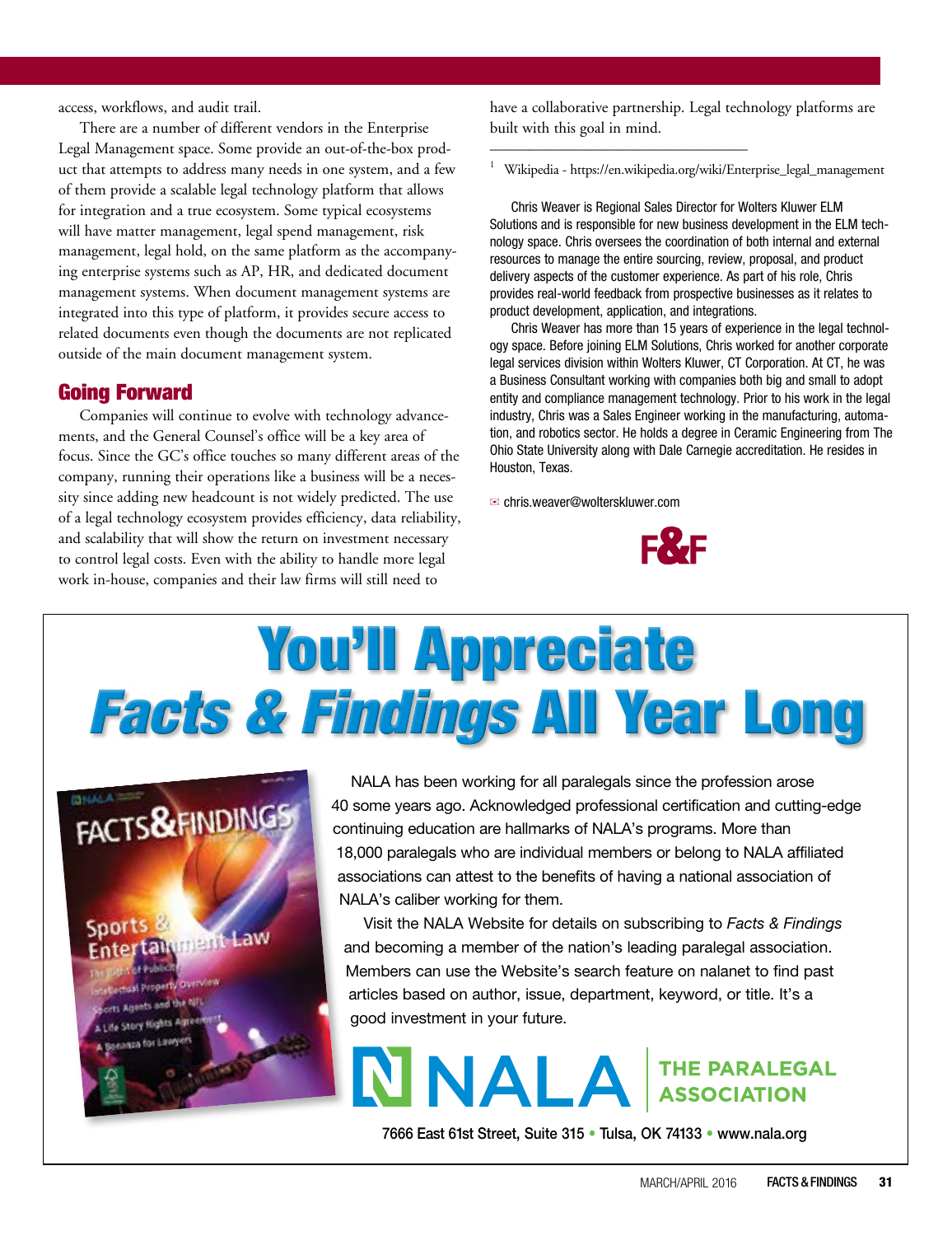access, workflows, and audit trail.

There are a number of different vendors in the Enterprise Legal Management space. Some provide an out-of-the-box product that attempts to address many needs in one system, and a few of them provide a scalable legal technology platform that allows for integration and a true ecosystem. Some typical ecosystems will have matter management, legal spend management, risk management, legal hold, on the same platform as the accompanying enterprise systems such as AP, HR, and dedicated document management systems. When document management systems are integrated into this type of platform, it provides secure access to related documents even though the documents are not replicated outside of the main document management system.

## Going Forward

Companies will continue to evolve with technology advancements, and the General Counsel's office will be a key area of focus. Since the GC's office touches so many different areas of the company, running their operations like a business will be a necessity since adding new headcount is not widely predicted. The use of a legal technology ecosystem provides efficiency, data reliability, and scalability that will show the return on investment necessary to control legal costs. Even with the ability to handle more legal work in-house, companies and their law firms will still need to have a collaborative partnership. Legal technology platforms are built with this goal in mind.

---

[1] Wikipedia - https://en.wikipedia.org/wiki/Enterprise_legal_management

Chris Weaver is Regional Sales Director for Wolters Kluwer ELM Solutions and is responsible for new business development in the ELM technology space. Chris oversees the coordination of both internal and external resources to manage the entire sourcing, review, proposal, and product delivery aspects of the customer experience. As part of his role, Chris provides real-world feedback from prospective businesses as it relates to product development, application, and integrations.

Chris Weaver has more than 15 years of experience in the legal technology space. Before joining ELM Solutions, Chris worked for another corporate legal services division within Wolters Kluwer, CT Corporation. At CT, he was a Business Consultant working with companies both big and small to adopt entity and compliance management technology. Prior to his work in the legal industry, Chris was a Sales Engineer working in the manufacturing, automation, and robotics sector. He holds a degree in Ceramic Engineering from The Ohio State University along with Dale Carnegie accreditation. He resides in Houston, Texas.

✉ chris.weaver@wolterskluwer.com

F&F

# You'll Appreciate *Facts & Findings* All Year Long

NALA has been working for all paralegals since the profession arose 40 some years ago. Acknowledged professional certification and cutting-edge continuing education are hallmarks of NALA's programs. More than 18,000 paralegals who are individual members or belong to NALA affiliated associations can attest to the benefits of having a national association of NALA's caliber working for them.

Visit the NALA Website for details on subscribing to *Facts & Findings* and becoming a member of the nation's leading paralegal association. Members can use the Website's search feature on nalanet to find past articles based on author, issue, department, keyword, or title. It's a good investment in your future.

NALA | THE PARALEGAL ASSOCIATION

7666 East 61st Street, Suite 315 • Tulsa, OK 74133 • www.nala.org